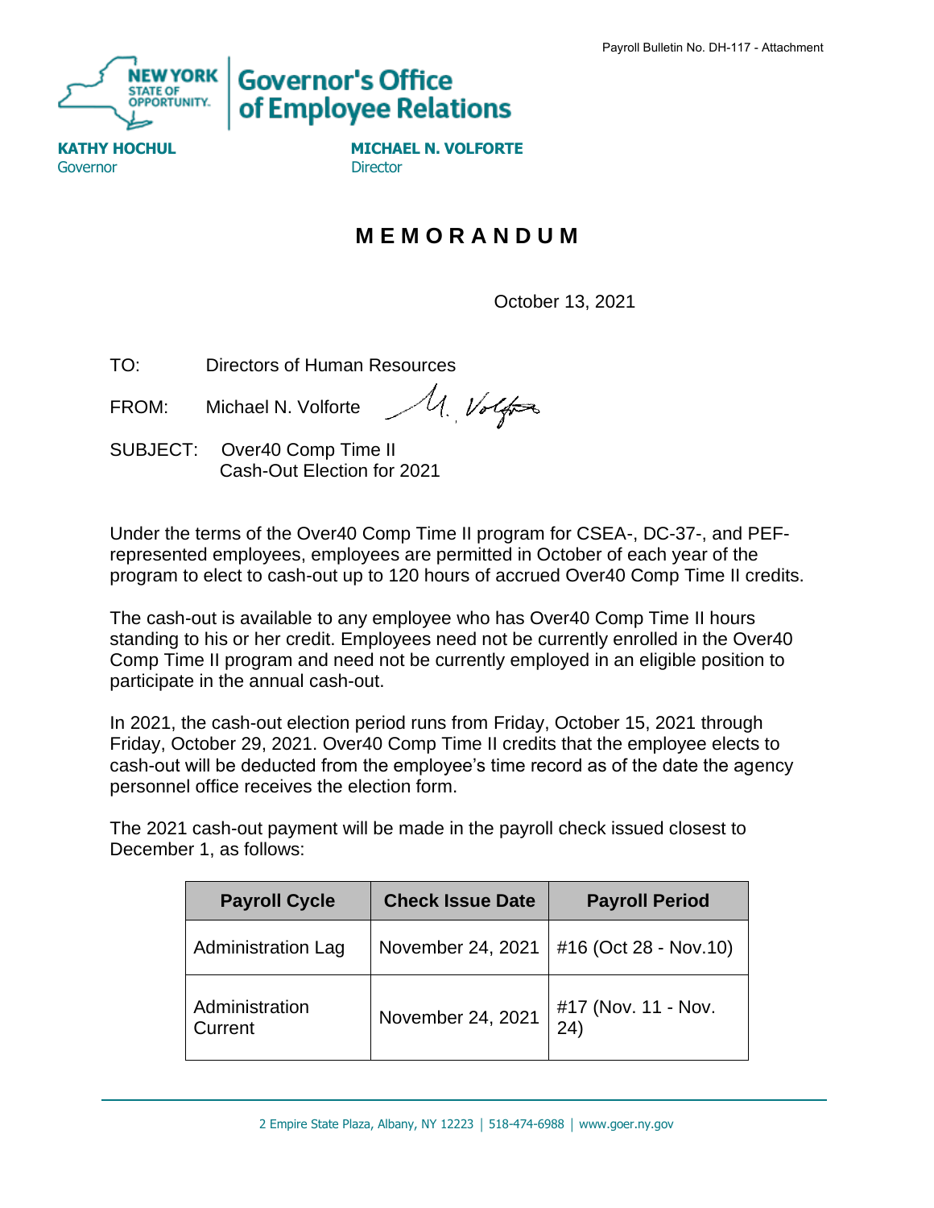Payroll Bulletin No. DH-117 - Attachment

**Governor's Office of Employee Relations**

**KATHY HOCHUL**
Governor

**MICHAEL N. VOLFORTE**
Director

# M E M O R A N D U M

October 13, 2021

TO: Directors of Human Resources

FROM: Michael N. Volforte

SUBJECT: Over40 Comp Time II Cash-Out Election for 2021

Under the terms of the Over40 Comp Time II program for CSEA-, DC-37-, and PEF-represented employees, employees are permitted in October of each year of the program to elect to cash-out up to 120 hours of accrued Over40 Comp Time II credits.

The cash-out is available to any employee who has Over40 Comp Time II hours standing to his or her credit. Employees need not be currently enrolled in the Over40 Comp Time II program and need not be currently employed in an eligible position to participate in the annual cash-out.

In 2021, the cash-out election period runs from Friday, October 15, 2021 through Friday, October 29, 2021. Over40 Comp Time II credits that the employee elects to cash-out will be deducted from the employee's time record as of the date the agency personnel office receives the election form.

The 2021 cash-out payment will be made in the payroll check issued closest to December 1, as follows:

| Payroll Cycle | Check Issue Date | Payroll Period |
|---|---|---|
| Administration Lag | November 24, 2021 | #16 (Oct 28 - Nov.10) |
| Administration Current | November 24, 2021 | #17 (Nov. 11 - Nov. 24) |

2 Empire State Plaza, Albany, NY 12223 | 518-474-6988 | www.goer.ny.gov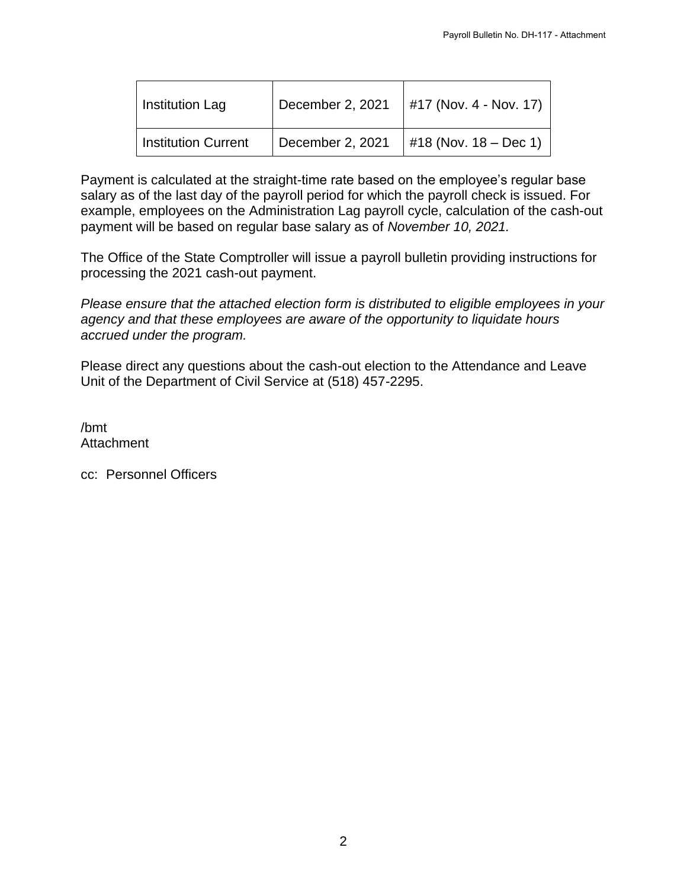| | | |
|---|---|---|
| Institution Lag | December 2, 2021 | #17 (Nov. 4 - Nov. 17) |
| Institution Current | December 2, 2021 | #18 (Nov. 18 – Dec 1) |

Payment is calculated at the straight-time rate based on the employee's regular base salary as of the last day of the payroll period for which the payroll check is issued. For example, employees on the Administration Lag payroll cycle, calculation of the cash-out payment will be based on regular base salary as of *November 10, 2021.*

The Office of the State Comptroller will issue a payroll bulletin providing instructions for processing the 2021 cash-out payment.

*Please ensure that the attached election form is distributed to eligible employees in your agency and that these employees are aware of the opportunity to liquidate hours accrued under the program.*

Please direct any questions about the cash-out election to the Attendance and Leave Unit of the Department of Civil Service at (518) 457-2295.

/bmt
Attachment

cc: Personnel Officers